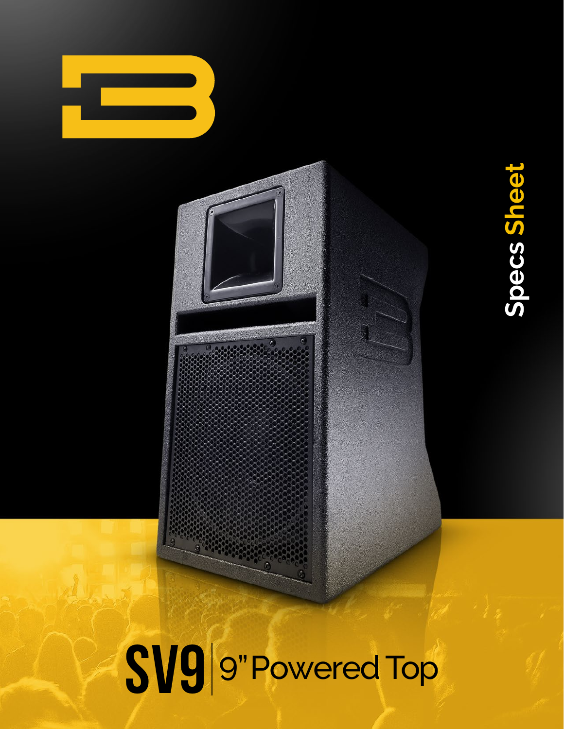Specs Sheet

# SV9 | 9" Powered Top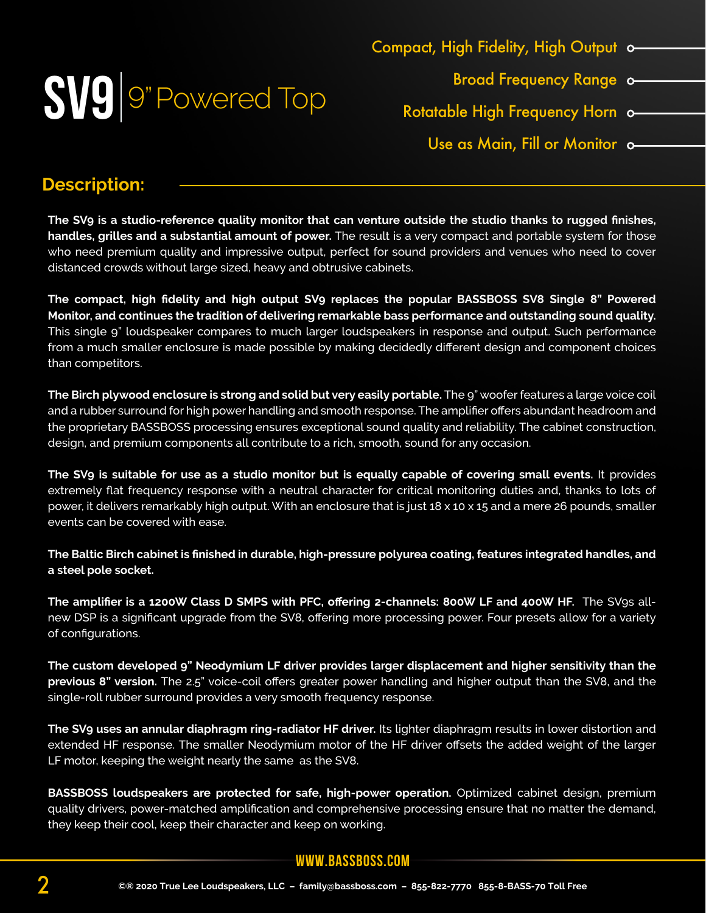# SV9 | 9" Powered Top

- Compact, High Fidelity, High Output
- Broad Frequency Range
- Rotatable High Frequency Horn
- Use as Main, Fill or Monitor

## Description:

**The SV9 is a studio-reference quality monitor that can venture outside the studio thanks to rugged finishes, handles, grilles and a substantial amount of power.** The result is a very compact and portable system for those who need premium quality and impressive output, perfect for sound providers and venues who need to cover distanced crowds without large sized, heavy and obtrusive cabinets.

**The compact, high fidelity and high output SV9 replaces the popular BASSBOSS SV8 Single 8" Powered Monitor, and continues the tradition of delivering remarkable bass performance and outstanding sound quality.** This single 9" loudspeaker compares to much larger loudspeakers in response and output. Such performance from a much smaller enclosure is made possible by making decidedly different design and component choices than competitors.

**The Birch plywood enclosure is strong and solid but very easily portable.** The 9" woofer features a large voice coil and a rubber surround for high power handling and smooth response. The amplifier offers abundant headroom and the proprietary BASSBOSS processing ensures exceptional sound quality and reliability. The cabinet construction, design, and premium components all contribute to a rich, smooth, sound for any occasion.

**The SV9 is suitable for use as a studio monitor but is equally capable of covering small events.** It provides extremely flat frequency response with a neutral character for critical monitoring duties and, thanks to lots of power, it delivers remarkably high output. With an enclosure that is just 18 x 10 x 15 and a mere 26 pounds, smaller events can be covered with ease.

**The Baltic Birch cabinet is finished in durable, high-pressure polyurea coating, features integrated handles, and a steel pole socket.**

**The amplifier is a 1200W Class D SMPS with PFC, offering 2-channels: 800W LF and 400W HF.** The SV9s all-new DSP is a significant upgrade from the SV8, offering more processing power. Four presets allow for a variety of configurations.

**The custom developed 9" Neodymium LF driver provides larger displacement and higher sensitivity than the previous 8" version.** The 2.5" voice-coil offers greater power handling and higher output than the SV8, and the single-roll rubber surround provides a very smooth frequency response.

**The SV9 uses an annular diaphragm ring-radiator HF driver.** Its lighter diaphragm results in lower distortion and extended HF response. The smaller Neodymium motor of the HF driver offsets the added weight of the larger LF motor, keeping the weight nearly the same as the SV8.

**BASSBOSS loudspeakers are protected for safe, high-power operation.** Optimized cabinet design, premium quality drivers, power-matched amplification and comprehensive processing ensure that no matter the demand, they keep their cool, keep their character and keep on working.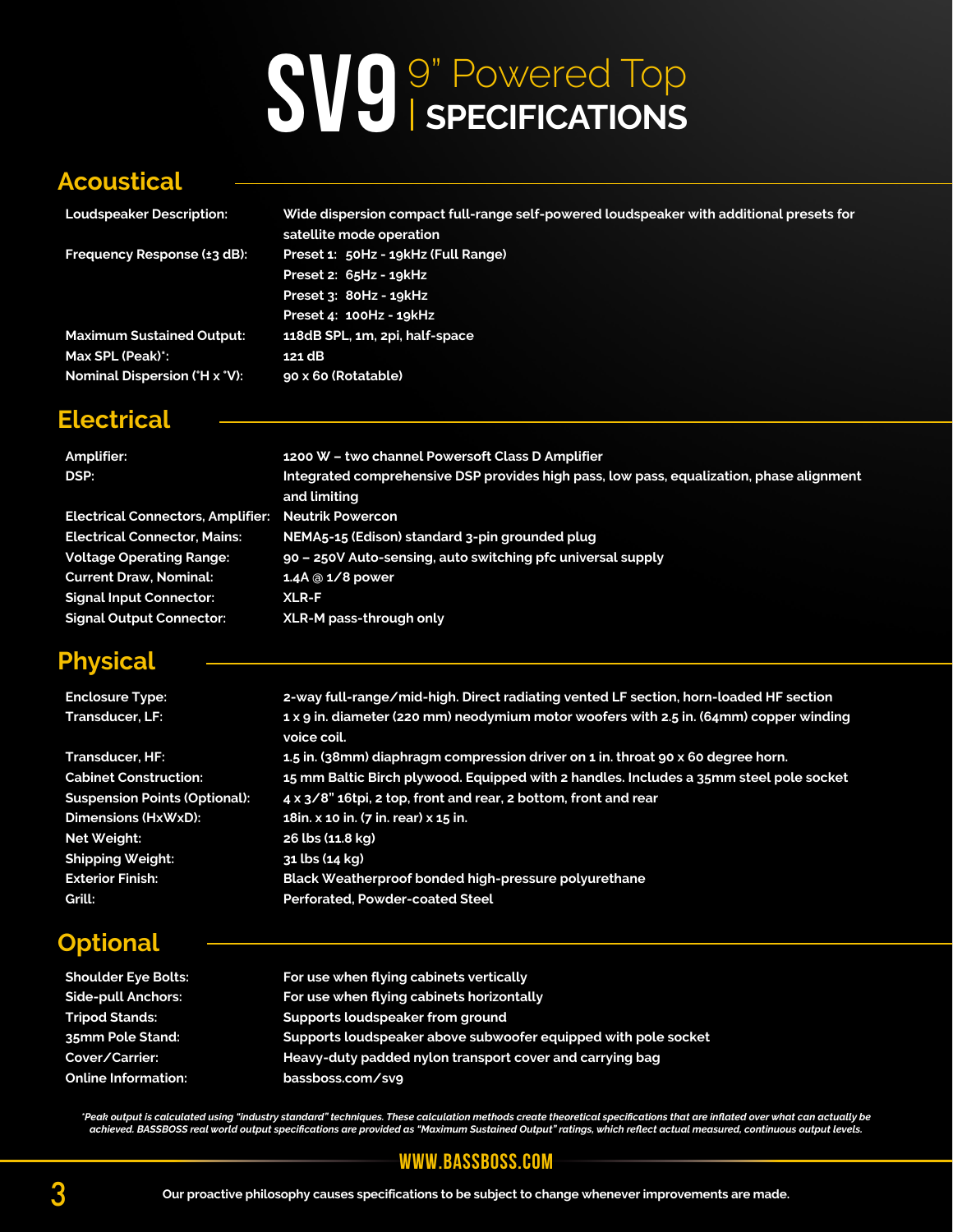# SV9 9" Powered Top | SPECIFICATIONS

## Acoustical

| | |
|---|---|
| **Loudspeaker Description:** | Wide dispersion compact full-range self-powered loudspeaker with additional presets for satellite mode operation |
| **Frequency Response (±3 dB):** | Preset 1: 50Hz - 19kHz (Full Range)<br>Preset 2: 65Hz - 19kHz<br>Preset 3: 80Hz - 19kHz<br>Preset 4: 100Hz - 19kHz |
| **Maximum Sustained Output:** | 118dB SPL, 1m, 2pi, half-space |
| **Max SPL (Peak)*:** | 121 dB |
| **Nominal Dispersion (°H x °V):** | 90 x 60 (Rotatable) |

## Electrical

| | |
|---|---|
| **Amplifier:** | 1200 W – two channel Powersoft Class D Amplifier |
| **DSP:** | Integrated comprehensive DSP provides high pass, low pass, equalization, phase alignment and limiting |
| **Electrical Connectors, Amplifier:** | Neutrik Powercon |
| **Electrical Connector, Mains:** | NEMA5-15 (Edison) standard 3-pin grounded plug |
| **Voltage Operating Range:** | 90 – 250V Auto-sensing, auto switching pfc universal supply |
| **Current Draw, Nominal:** | 1.4A @ 1/8 power |
| **Signal Input Connector:** | XLR-F |
| **Signal Output Connector:** | XLR-M pass-through only |

## Physical

| | |
|---|---|
| **Enclosure Type:** | 2-way full-range/mid-high. Direct radiating vented LF section, horn-loaded HF section |
| **Transducer, LF:** | 1 x 9 in. diameter (220 mm) neodymium motor woofers with 2.5 in. (64mm) copper winding voice coil. |
| **Transducer, HF:** | 1.5 in. (38mm) diaphragm compression driver on 1 in. throat 90 x 60 degree horn. |
| **Cabinet Construction:** | 15 mm Baltic Birch plywood. Equipped with 2 handles. Includes a 35mm steel pole socket |
| **Suspension Points (Optional):** | 4 x 3/8" 16tpi, 2 top, front and rear, 2 bottom, front and rear |
| **Dimensions (HxWxD):** | 18in. x 10 in. (7 in. rear) x 15 in. |
| **Net Weight:** | 26 lbs (11.8 kg) |
| **Shipping Weight:** | 31 lbs (14 kg) |
| **Exterior Finish:** | Black Weatherproof bonded high-pressure polyurethane |
| **Grill:** | Perforated, Powder-coated Steel |

## Optional

| | |
|---|---|
| **Shoulder Eye Bolts:** | For use when flying cabinets vertically |
| **Side-pull Anchors:** | For use when flying cabinets horizontally |
| **Tripod Stands:** | Supports loudspeaker from ground |
| **35mm Pole Stand:** | Supports loudspeaker above subwoofer equipped with pole socket |
| **Cover/Carrier:** | Heavy-duty padded nylon transport cover and carrying bag |
| **Online Information:** | bassboss.com/sv9 |

*\*Peak output is calculated using "industry standard" techniques. These calculation methods create theoretical specifications that are inflated over what can actually be achieved. BASSBOSS real world output specifications are provided as "Maximum Sustained Output" ratings, which reflect actual measured, continuous output levels.*

WWW.BASSBOSS.COM

Our proactive philosophy causes specifications to be subject to change whenever improvements are made.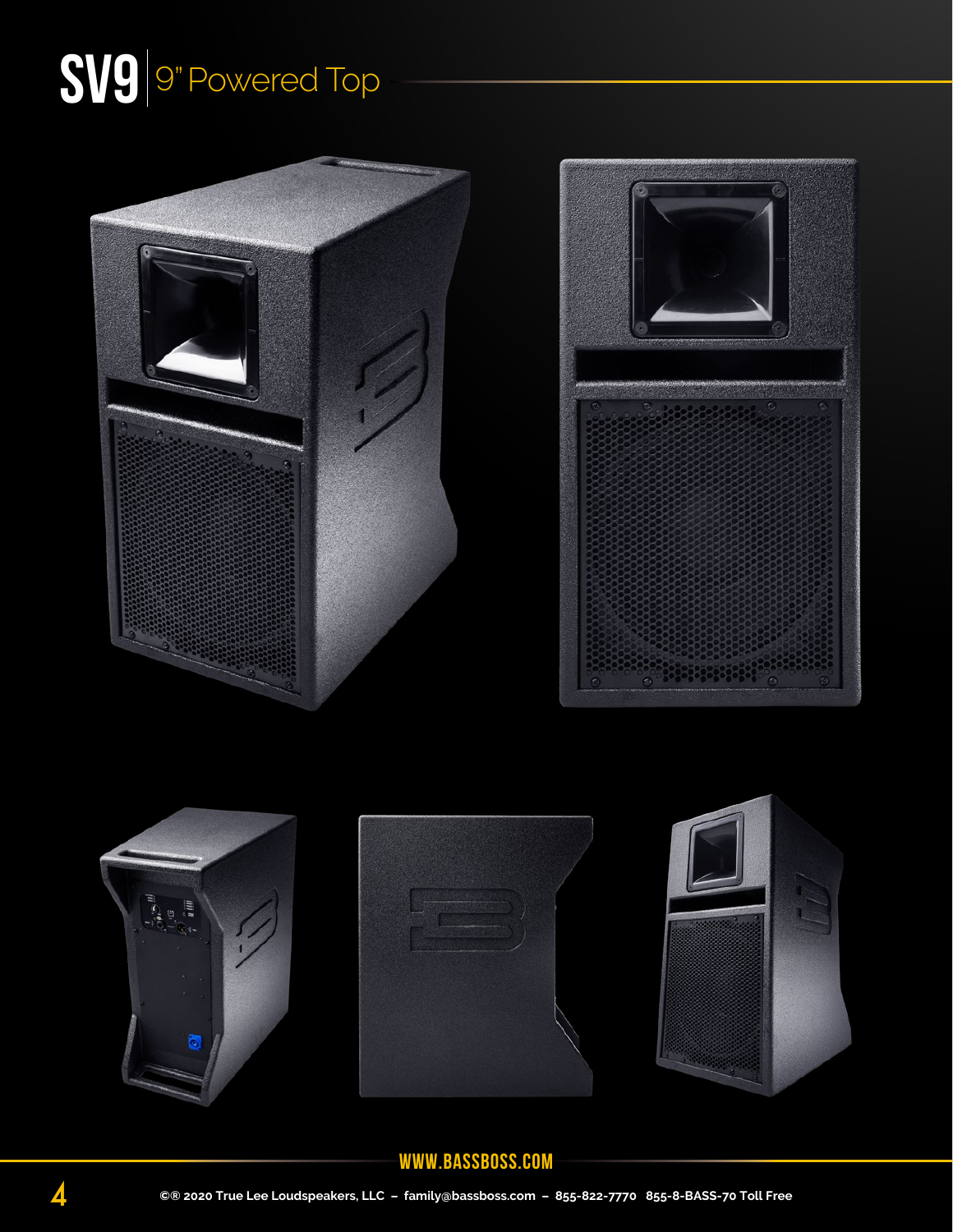# SV9 9" Powered Top

WWW.BASSBOSS.COM

©® 2020 True Lee Loudspeakers, LLC – family@bassboss.com – 855-822-7770 855-8-BASS-70 Toll Free